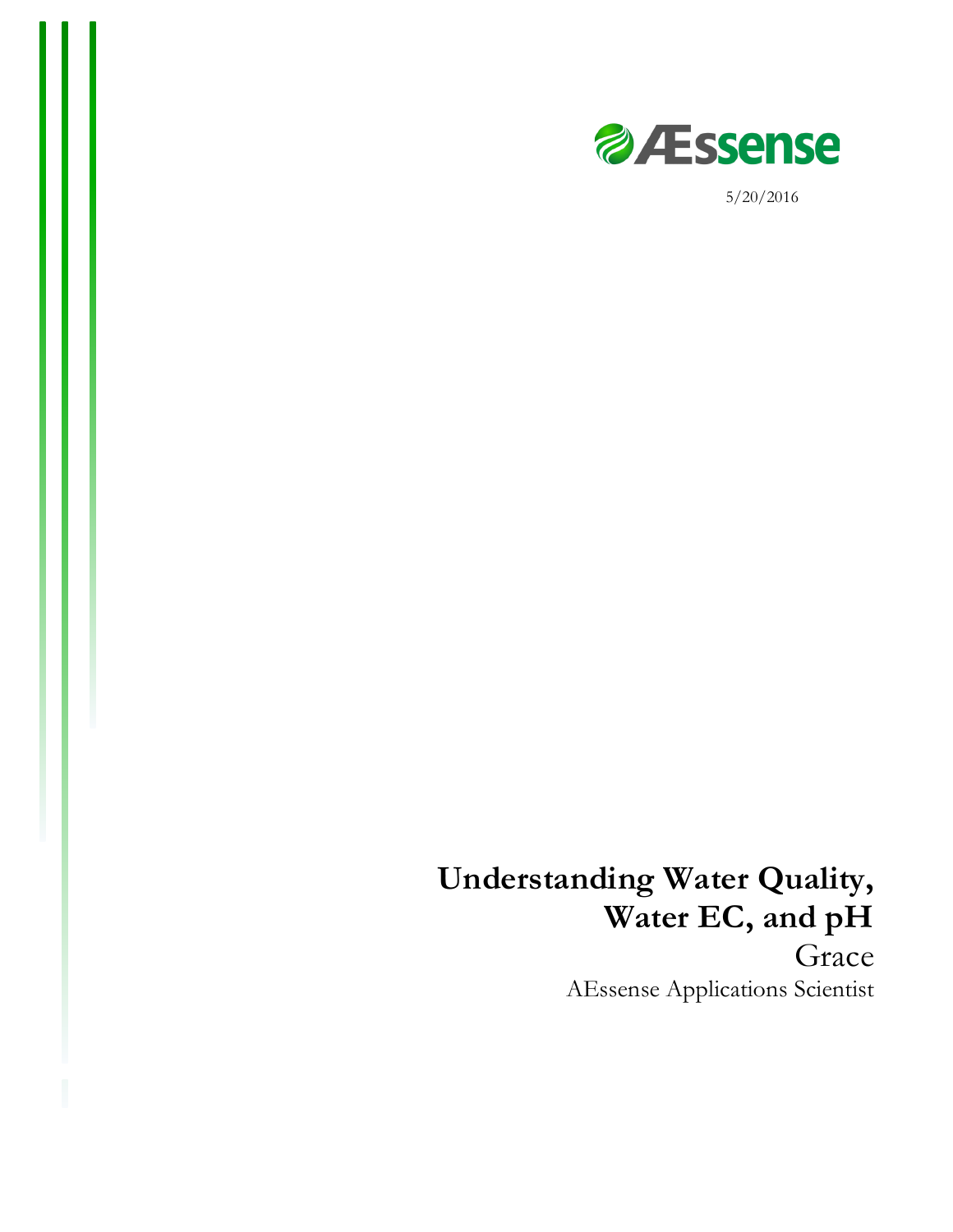ÆSsense

5/20/2016

# Understanding Water Quality, Water EC, and pH

Grace

AEssense Applications Scientist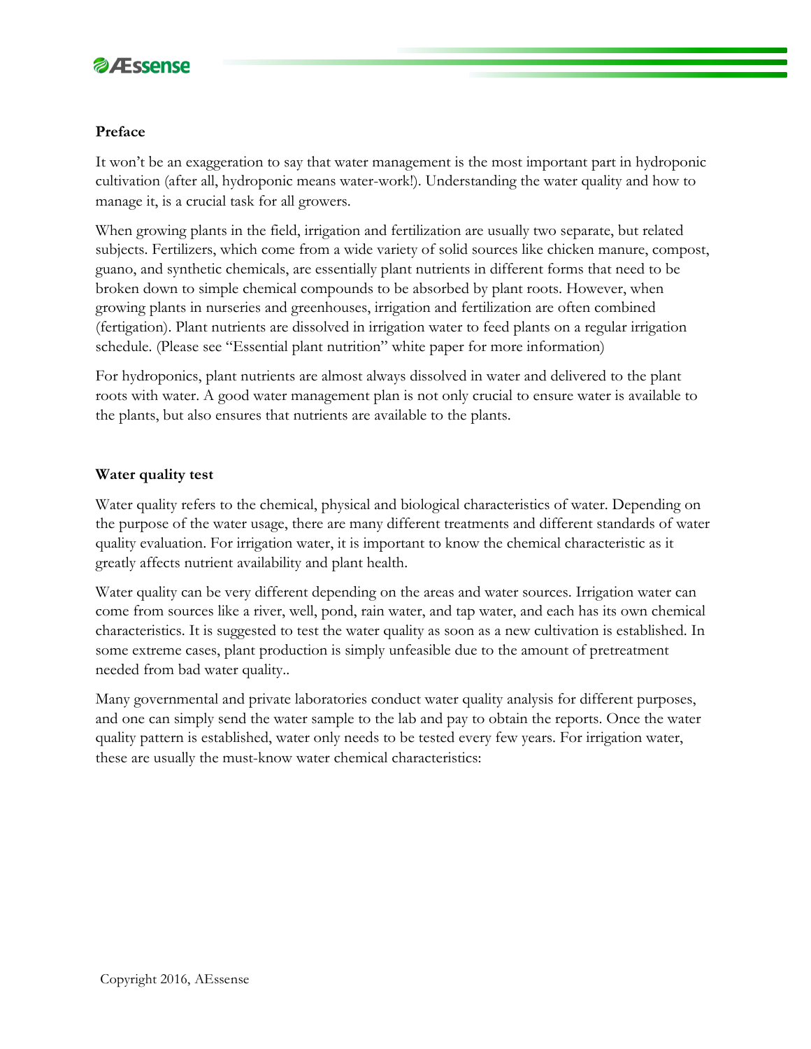**Preface**

It won't be an exaggeration to say that water management is the most important part in hydroponic cultivation (after all, hydroponic means water-work!). Understanding the water quality and how to manage it, is a crucial task for all growers.

When growing plants in the field, irrigation and fertilization are usually two separate, but related subjects. Fertilizers, which come from a wide variety of solid sources like chicken manure, compost, guano, and synthetic chemicals, are essentially plant nutrients in different forms that need to be broken down to simple chemical compounds to be absorbed by plant roots. However, when growing plants in nurseries and greenhouses, irrigation and fertilization are often combined (fertigation). Plant nutrients are dissolved in irrigation water to feed plants on a regular irrigation schedule. (Please see "Essential plant nutrition" white paper for more information)

For hydroponics, plant nutrients are almost always dissolved in water and delivered to the plant roots with water. A good water management plan is not only crucial to ensure water is available to the plants, but also ensures that nutrients are available to the plants.

**Water quality test**

Water quality refers to the chemical, physical and biological characteristics of water. Depending on the purpose of the water usage, there are many different treatments and different standards of water quality evaluation. For irrigation water, it is important to know the chemical characteristic as it greatly affects nutrient availability and plant health.

Water quality can be very different depending on the areas and water sources. Irrigation water can come from sources like a river, well, pond, rain water, and tap water, and each has its own chemical characteristics. It is suggested to test the water quality as soon as a new cultivation is established. In some extreme cases, plant production is simply unfeasible due to the amount of pretreatment needed from bad water quality..

Many governmental and private laboratories conduct water quality analysis for different purposes, and one can simply send the water sample to the lab and pay to obtain the reports. Once the water quality pattern is established, water only needs to be tested every few years. For irrigation water, these are usually the must-know water chemical characteristics: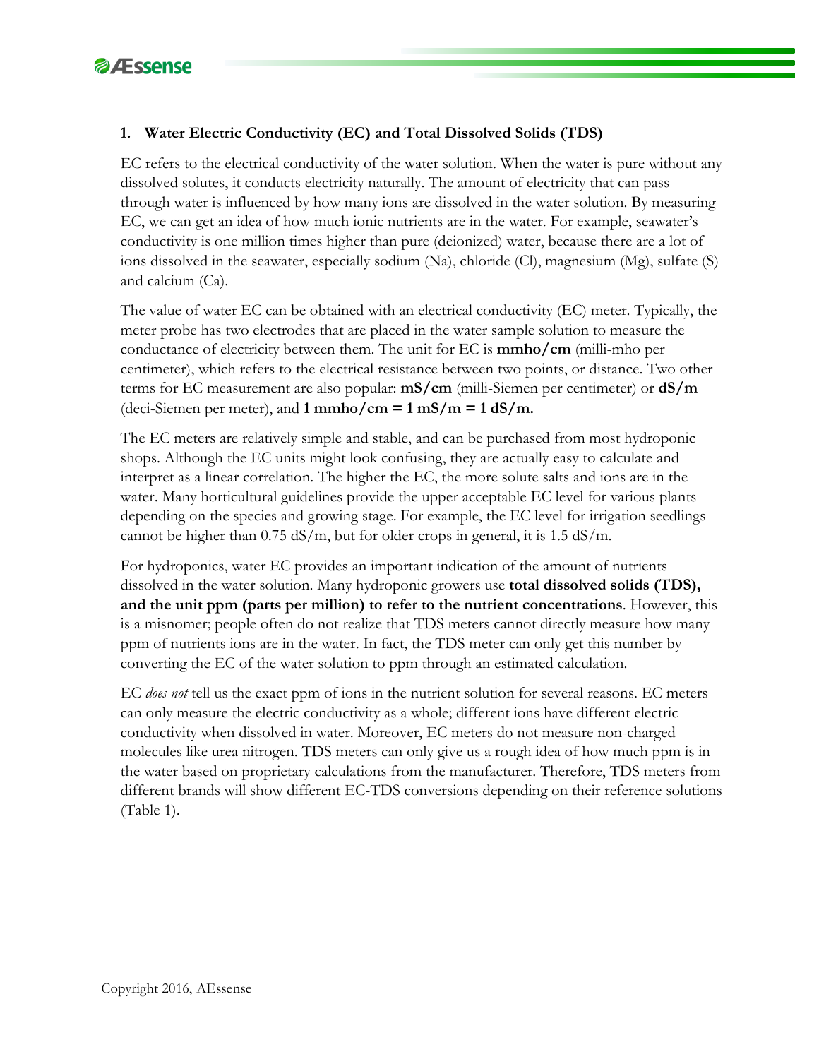## 1. Water Electric Conductivity (EC) and Total Dissolved Solids (TDS)

EC refers to the electrical conductivity of the water solution. When the water is pure without any dissolved solutes, it conducts electricity naturally. The amount of electricity that can pass through water is influenced by how many ions are dissolved in the water solution. By measuring EC, we can get an idea of how much ionic nutrients are in the water. For example, seawater's conductivity is one million times higher than pure (deionized) water, because there are a lot of ions dissolved in the seawater, especially sodium (Na), chloride (Cl), magnesium (Mg), sulfate (S) and calcium (Ca).

The value of water EC can be obtained with an electrical conductivity (EC) meter. Typically, the meter probe has two electrodes that are placed in the water sample solution to measure the conductance of electricity between them. The unit for EC is **mmho/cm** (milli-mho per centimeter), which refers to the electrical resistance between two points, or distance. Two other terms for EC measurement are also popular: **mS/cm** (milli-Siemen per centimeter) or **dS/m** (deci-Siemen per meter), and **1 mmho/cm = 1 mS/m = 1 dS/m.**

The EC meters are relatively simple and stable, and can be purchased from most hydroponic shops. Although the EC units might look confusing, they are actually easy to calculate and interpret as a linear correlation. The higher the EC, the more solute salts and ions are in the water. Many horticultural guidelines provide the upper acceptable EC level for various plants depending on the species and growing stage. For example, the EC level for irrigation seedlings cannot be higher than 0.75 dS/m, but for older crops in general, it is 1.5 dS/m.

For hydroponics, water EC provides an important indication of the amount of nutrients dissolved in the water solution. Many hydroponic growers use **total dissolved solids (TDS), and the unit ppm (parts per million) to refer to the nutrient concentrations**. However, this is a misnomer; people often do not realize that TDS meters cannot directly measure how many ppm of nutrients ions are in the water. In fact, the TDS meter can only get this number by converting the EC of the water solution to ppm through an estimated calculation.

EC *does not* tell us the exact ppm of ions in the nutrient solution for several reasons. EC meters can only measure the electric conductivity as a whole; different ions have different electric conductivity when dissolved in water. Moreover, EC meters do not measure non-charged molecules like urea nitrogen. TDS meters can only give us a rough idea of how much ppm is in the water based on proprietary calculations from the manufacturer. Therefore, TDS meters from different brands will show different EC-TDS conversions depending on their reference solutions (Table 1).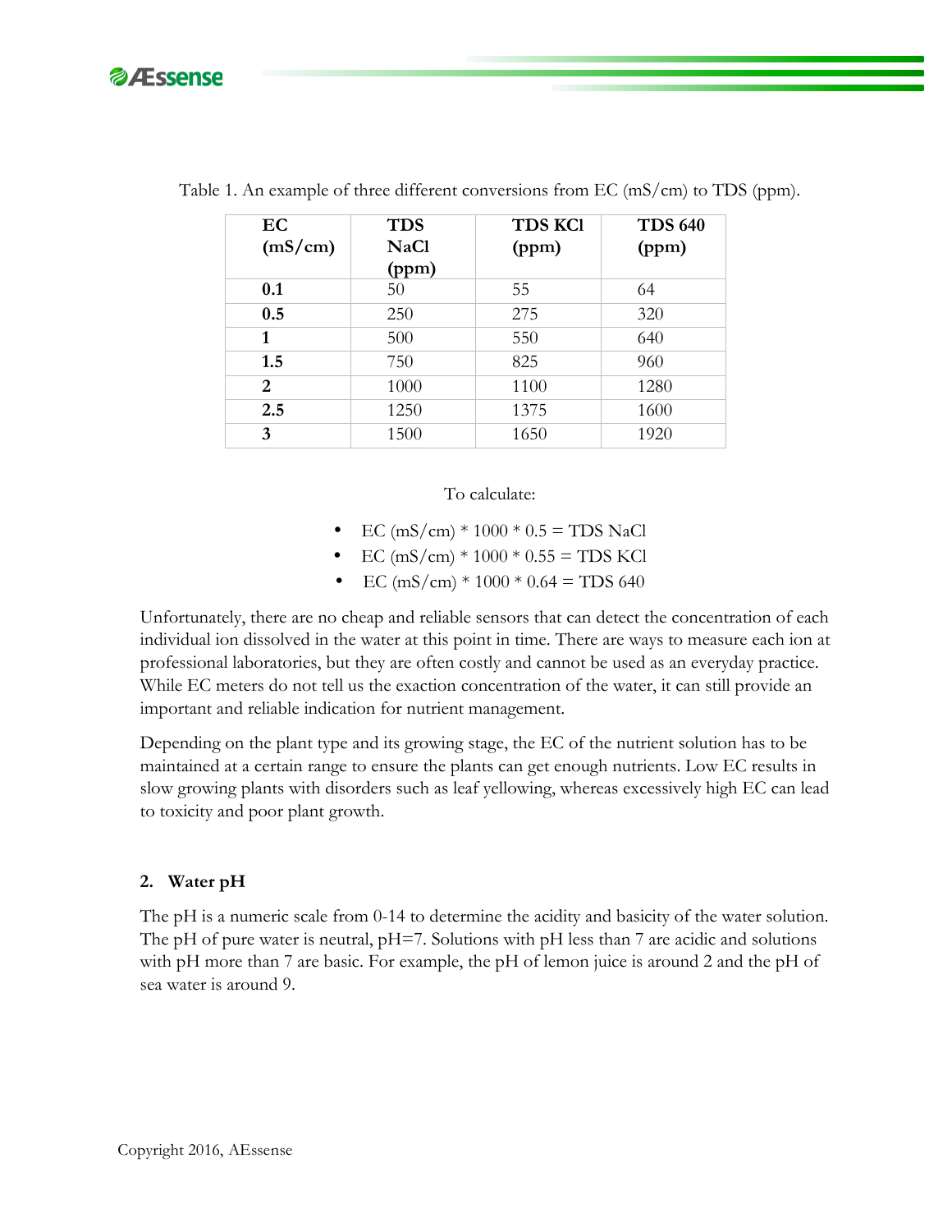Table 1. An example of three different conversions from EC (mS/cm) to TDS (ppm).

| EC (mS/cm) | TDS NaCl (ppm) | TDS KCl (ppm) | TDS 640 (ppm) |
|---|---|---|---|
| **0.1** | 50 | 55 | 64 |
| **0.5** | 250 | 275 | 320 |
| **1** | 500 | 550 | 640 |
| **1.5** | 750 | 825 | 960 |
| **2** | 1000 | 1100 | 1280 |
| **2.5** | 1250 | 1375 | 1600 |
| **3** | 1500 | 1650 | 1920 |

To calculate:

- EC (mS/cm) * 1000 * 0.5 = TDS NaCl
- EC (mS/cm) * 1000 * 0.55 = TDS KCl
- EC (mS/cm) * 1000 * 0.64 = TDS 640

Unfortunately, there are no cheap and reliable sensors that can detect the concentration of each individual ion dissolved in the water at this point in time. There are ways to measure each ion at professional laboratories, but they are often costly and cannot be used as an everyday practice. While EC meters do not tell us the exaction concentration of the water, it can still provide an important and reliable indication for nutrient management.

Depending on the plant type and its growing stage, the EC of the nutrient solution has to be maintained at a certain range to ensure the plants can get enough nutrients. Low EC results in slow growing plants with disorders such as leaf yellowing, whereas excessively high EC can lead to toxicity and poor plant growth.

## 2. Water pH

The pH is a numeric scale from 0-14 to determine the acidity and basicity of the water solution. The pH of pure water is neutral, pH=7. Solutions with pH less than 7 are acidic and solutions with pH more than 7 are basic. For example, the pH of lemon juice is around 2 and the pH of sea water is around 9.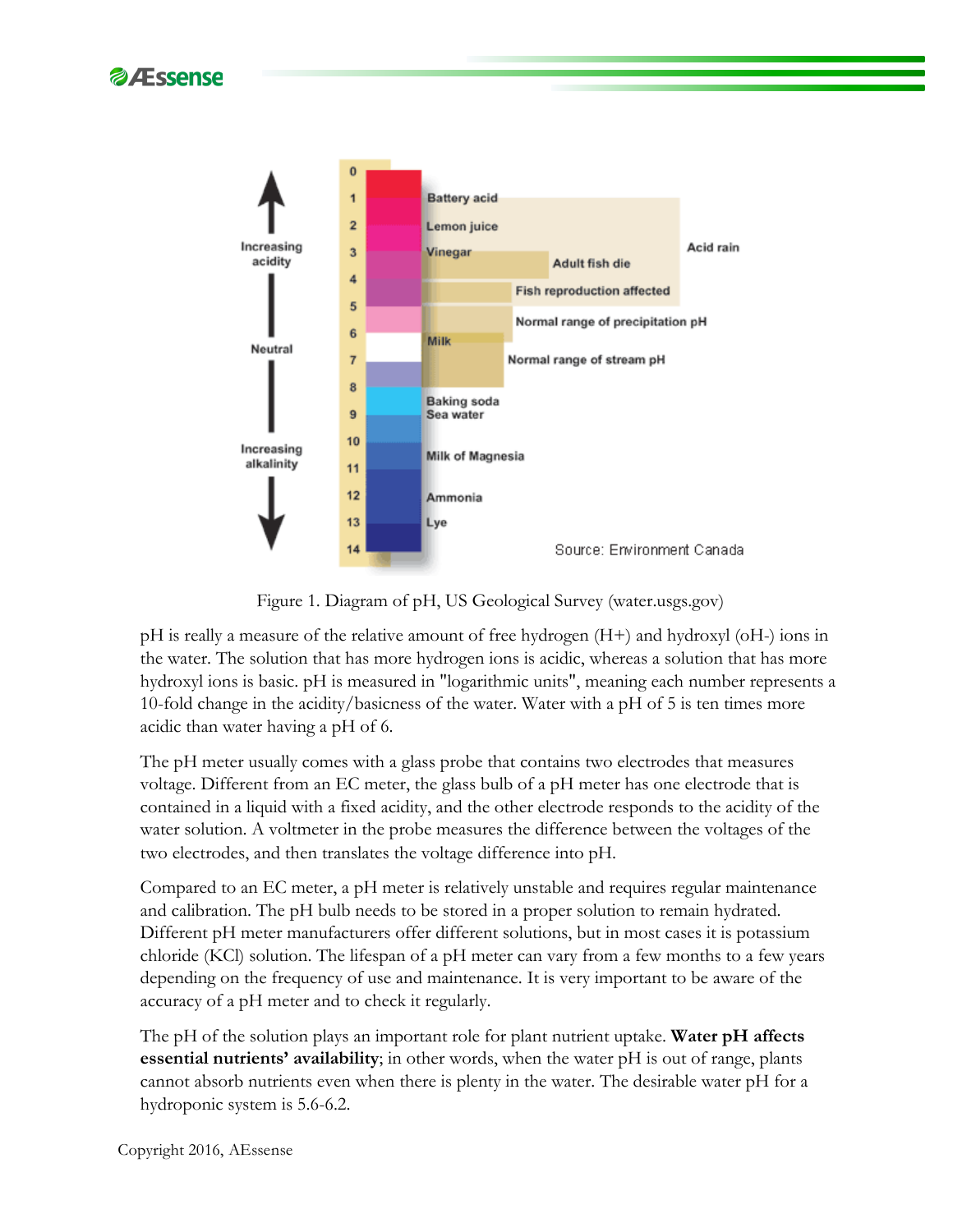Figure 1. Diagram of pH, US Geological Survey (water.usgs.gov)

pH is really a measure of the relative amount of free hydrogen (H+) and hydroxyl (oH-) ions in the water. The solution that has more hydrogen ions is acidic, whereas a solution that has more hydroxyl ions is basic. pH is measured in "logarithmic units", meaning each number represents a 10-fold change in the acidity/basicness of the water. Water with a pH of 5 is ten times more acidic than water having a pH of 6.

The pH meter usually comes with a glass probe that contains two electrodes that measures voltage. Different from an EC meter, the glass bulb of a pH meter has one electrode that is contained in a liquid with a fixed acidity, and the other electrode responds to the acidity of the water solution. A voltmeter in the probe measures the difference between the voltages of the two electrodes, and then translates the voltage difference into pH.

Compared to an EC meter, a pH meter is relatively unstable and requires regular maintenance and calibration. The pH bulb needs to be stored in a proper solution to remain hydrated. Different pH meter manufacturers offer different solutions, but in most cases it is potassium chloride (KCl) solution. The lifespan of a pH meter can vary from a few months to a few years depending on the frequency of use and maintenance. It is very important to be aware of the accuracy of a pH meter and to check it regularly.

The pH of the solution plays an important role for plant nutrient uptake. **Water pH affects essential nutrients' availability**; in other words, when the water pH is out of range, plants cannot absorb nutrients even when there is plenty in the water. The desirable water pH for a hydroponic system is 5.6-6.2.

Copyright 2016, AEssense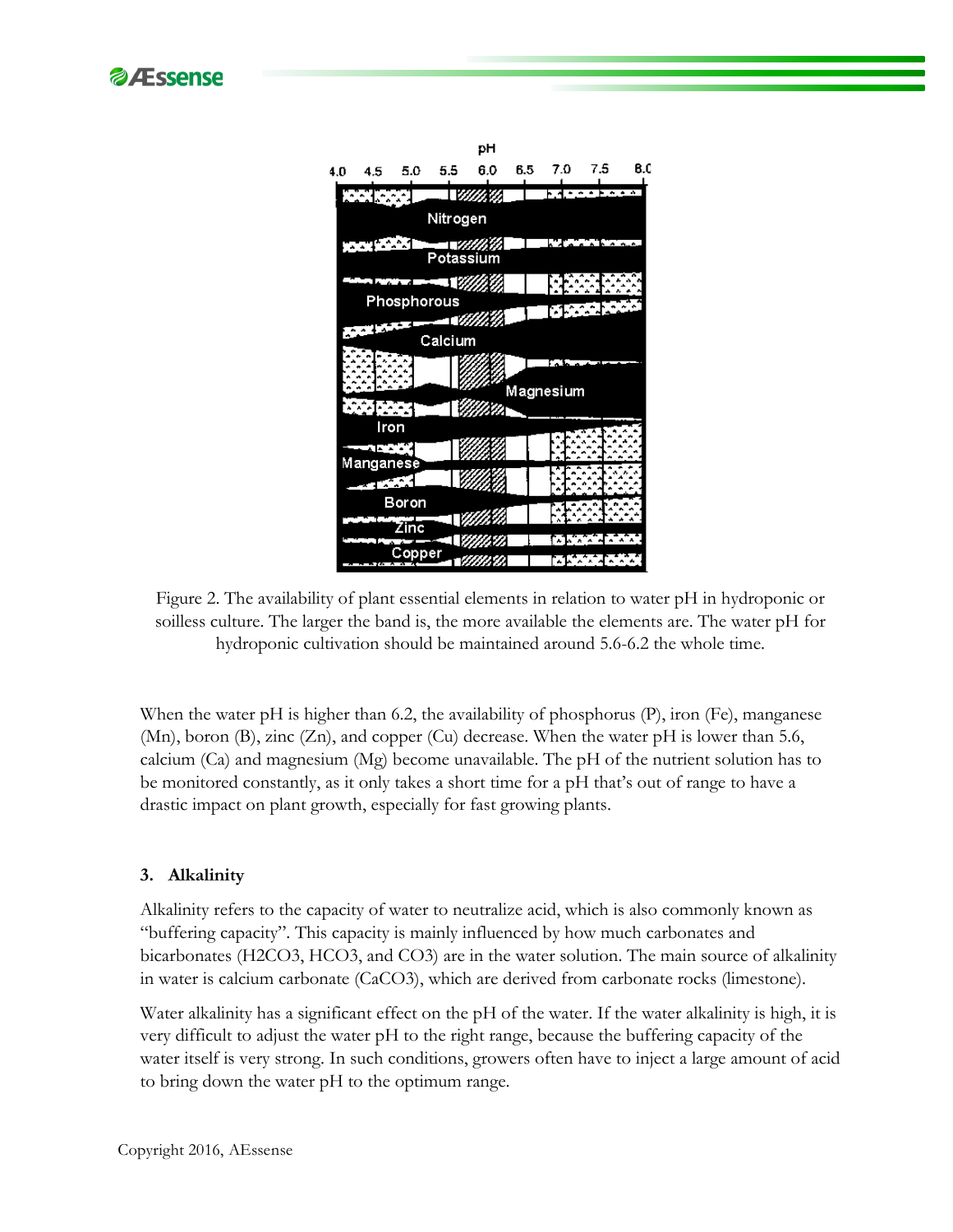Figure 2. The availability of plant essential elements in relation to water pH in hydroponic or soilless culture. The larger the band is, the more available the elements are. The water pH for hydroponic cultivation should be maintained around 5.6-6.2 the whole time.

When the water pH is higher than 6.2, the availability of phosphorus (P), iron (Fe), manganese (Mn), boron (B), zinc (Zn), and copper (Cu) decrease. When the water pH is lower than 5.6, calcium (Ca) and magnesium (Mg) become unavailable. The pH of the nutrient solution has to be monitored constantly, as it only takes a short time for a pH that's out of range to have a drastic impact on plant growth, especially for fast growing plants.

### 3. Alkalinity

Alkalinity refers to the capacity of water to neutralize acid, which is also commonly known as "buffering capacity". This capacity is mainly influenced by how much carbonates and bicarbonates ($H_2CO_3$, $HCO_3$, and $CO_3$) are in the water solution. The main source of alkalinity in water is calcium carbonate ($CaCO_3$), which are derived from carbonate rocks (limestone).

Water alkalinity has a significant effect on the pH of the water. If the water alkalinity is high, it is very difficult to adjust the water pH to the right range, because the buffering capacity of the water itself is very strong. In such conditions, growers often have to inject a large amount of acid to bring down the water pH to the optimum range.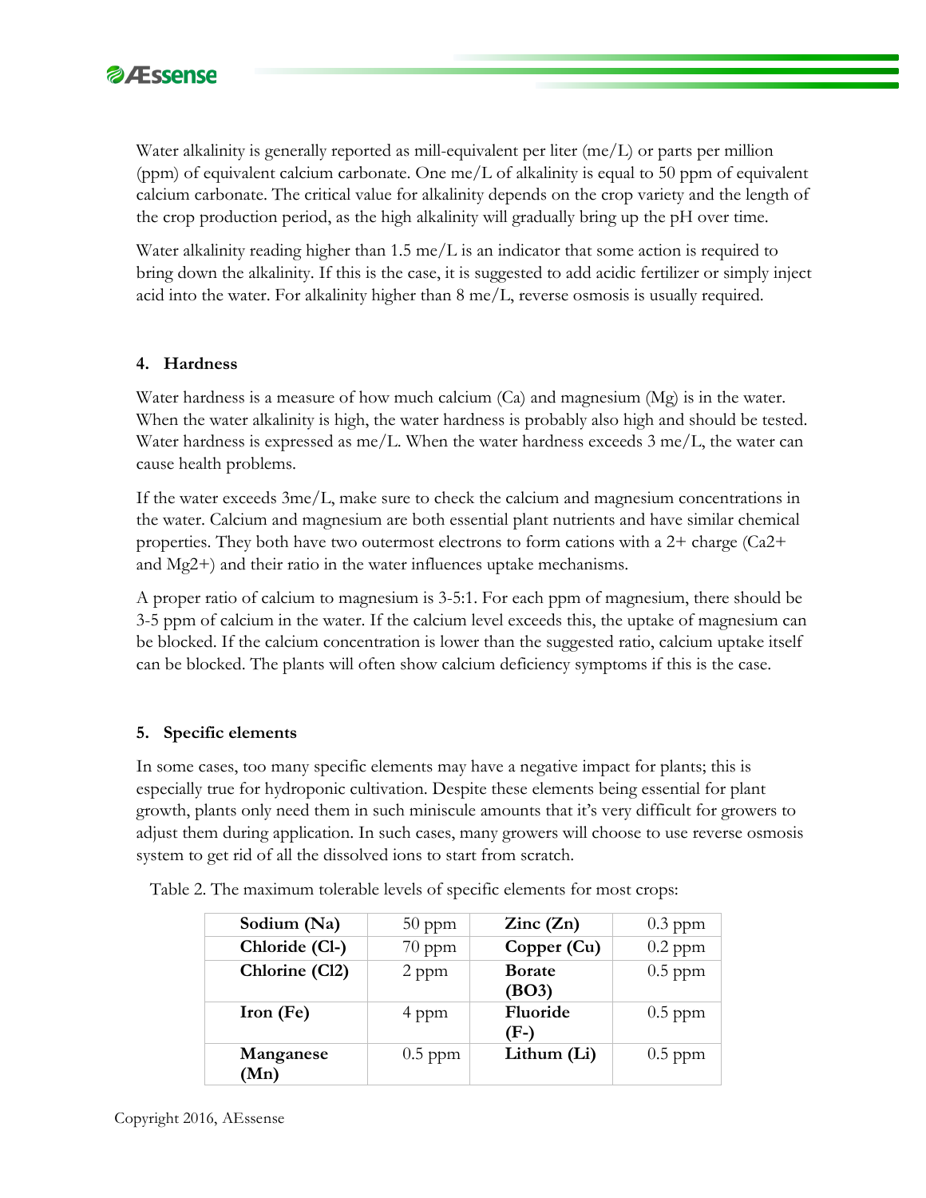Water alkalinity is generally reported as mill-equivalent per liter (me/L) or parts per million (ppm) of equivalent calcium carbonate. One me/L of alkalinity is equal to 50 ppm of equivalent calcium carbonate. The critical value for alkalinity depends on the crop variety and the length of the crop production period, as the high alkalinity will gradually bring up the pH over time.

Water alkalinity reading higher than 1.5 me/L is an indicator that some action is required to bring down the alkalinity. If this is the case, it is suggested to add acidic fertilizer or simply inject acid into the water. For alkalinity higher than 8 me/L, reverse osmosis is usually required.

#### 4. Hardness

Water hardness is a measure of how much calcium (Ca) and magnesium (Mg) is in the water. When the water alkalinity is high, the water hardness is probably also high and should be tested. Water hardness is expressed as me/L. When the water hardness exceeds 3 me/L, the water can cause health problems.

If the water exceeds 3me/L, make sure to check the calcium and magnesium concentrations in the water. Calcium and magnesium are both essential plant nutrients and have similar chemical properties. They both have two outermost electrons to form cations with a 2+ charge ($Ca^{2+}$ and $Mg^{2+}$) and their ratio in the water influences uptake mechanisms.

A proper ratio of calcium to magnesium is 3-5:1. For each ppm of magnesium, there should be 3-5 ppm of calcium in the water. If the calcium level exceeds this, the uptake of magnesium can be blocked. If the calcium concentration is lower than the suggested ratio, calcium uptake itself can be blocked. The plants will often show calcium deficiency symptoms if this is the case.

#### 5. Specific elements

In some cases, too many specific elements may have a negative impact for plants; this is especially true for hydroponic cultivation. Despite these elements being essential for plant growth, plants only need them in such miniscule amounts that it's very difficult for growers to adjust them during application. In such cases, many growers will choose to use reverse osmosis system to get rid of all the dissolved ions to start from scratch.

Table 2. The maximum tolerable levels of specific elements for most crops:

| **Sodium (Na)** | 50 ppm | **Zinc (Zn)** | 0.3 ppm |
|---|---|---|---|
| **Chloride ($Cl^-$)** | 70 ppm | **Copper (Cu)** | 0.2 ppm |
| **Chlorine ($Cl_2$)** | 2 ppm | **Borate ($BO_3$)** | 0.5 ppm |
| **Iron (Fe)** | 4 ppm | **Fluoride ($F^-$)** | 0.5 ppm |
| **Manganese (Mn)** | 0.5 ppm | **Lithum (Li)** | 0.5 ppm |

Copyright 2016, AEssense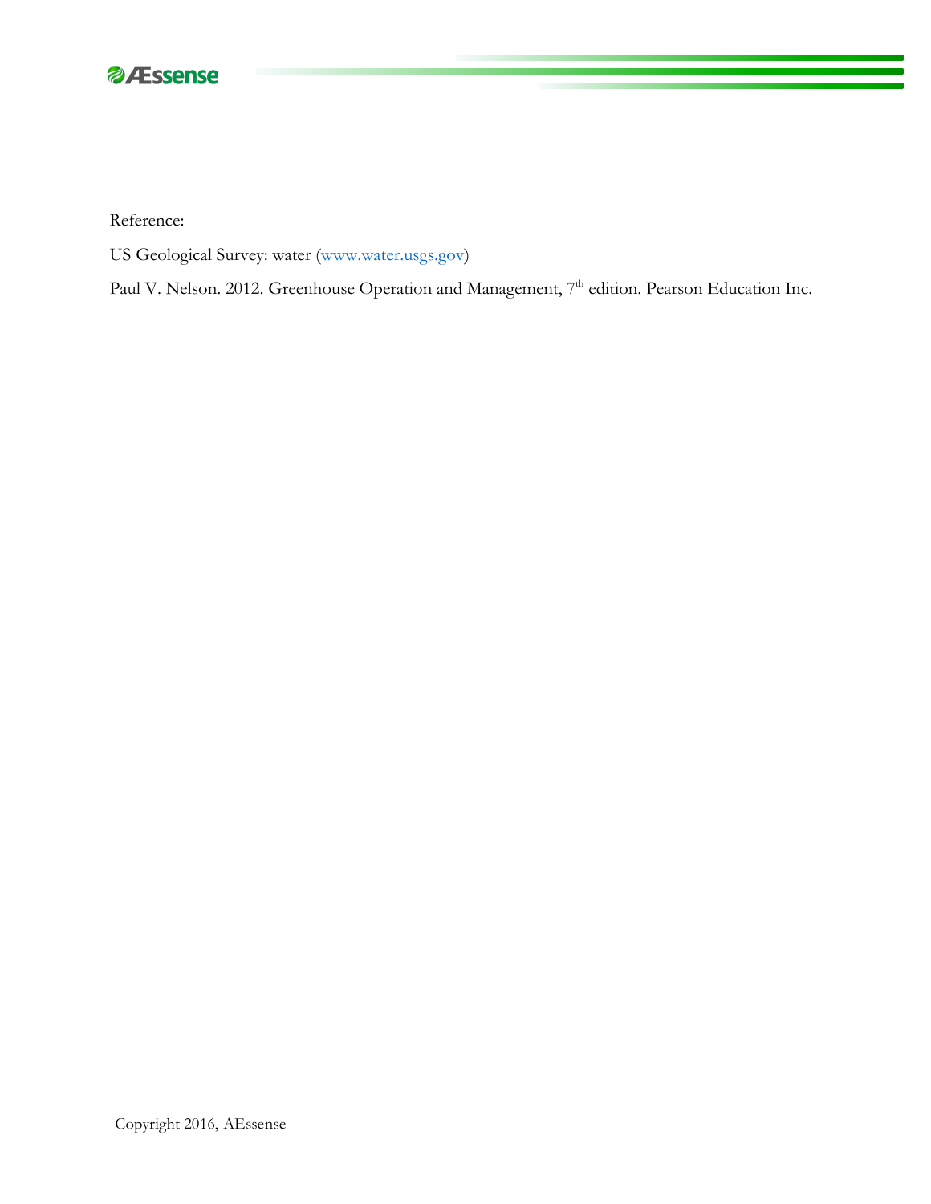Reference:

US Geological Survey: water (www.water.usgs.gov)

Paul V. Nelson. 2012. Greenhouse Operation and Management, 7th edition. Pearson Education Inc.

Copyright 2016, AEssense